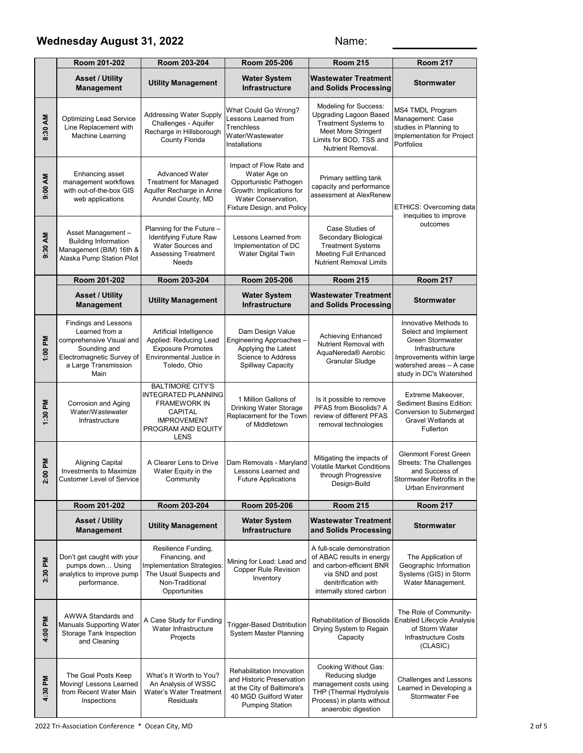## Wednesday August 31, 2022

Name: ____________

| | Room 201-202 | Room 203-204 | Room 205-206 | Room 215 | Room 217 |
|---|---|---|---|---|---|
| | **Asset / Utility Management** | **Utility Management** | **Water System Infrastructure** | **Wastewater Treatment and Solids Processing** | **Stormwater** |
| **8:30 AM** | Optimizing Lead Service Line Replacement with Machine Learning | Addressing Water Supply Challenges - Aquifer Recharge in Hillsborough County Florida | What Could Go Wrong? Lessons Learned from Trenchless Water/Wastewater Installations | Modeling for Success: Upgrading Lagoon Based Treatment Systems to Meet More Stringent Limits for BOD, TSS and Nutrient Removal. | MS4 TMDL Program Management: Case studies in Planning to Implementation for Project Portfolios |
| **9:00 AM** | Enhancing asset management workflows with out-of-the-box GIS web applications | Advanced Water Treatment for Managed Aquifer Recharge in Anne Arundel County, MD | Impact of Flow Rate and Water Age on Opportunistic Pathogen Growth: Implications for Water Conservation, Fixture Design, and Policy | Primary settling tank capacity and performance assessment at AlexRenew | ETHICS: Overcoming data inequities to improve outcomes |
| **9:30 AM** | Asset Management – Building Information Management (BIM) 16th & Alaska Pump Station Pilot | Planning for the Future – Identifying Future Raw Water Sources and Assessing Treatment Needs | Lessons Learned from Implementation of DC Water Digital Twin | Case Studies of Secondary Biological Treatment Systems Meeting Full Enhanced Nutrient Removal Limits | |
| | **Room 201-202** | **Room 203-204** | **Room 205-206** | **Room 215** | **Room 217** |
| | **Asset / Utility Management** | **Utility Management** | **Water System Infrastructure** | **Wastewater Treatment and Solids Processing** | **Stormwater** |
| **1:00 PM** | Findings and Lessons Learned from a comprehensive Visual and Sounding and Electromagnetic Survey of a Large Transmission Main | Artificial Intelligence Applied: Reducing Lead Exposure Promotes Environmental Justice in Toledo, Ohio | Dam Design Value Engineering Approaches – Applying the Latest Science to Address Spillway Capacity | Achieving Enhanced Nutrient Removal with AquaNereda® Aerobic Granular Sludge | Innovative Methods to Select and Implement Green Stormwater Infrastructure Improvements within large watershed areas – A case study in DC's Watershed |
| **1:30 PM** | Corrosion and Aging Water/Wastewater Infrastructure | BALTIMORE CITY'S INTEGRATED PLANNING FRAMEWORK IN CAPITAL IMPROVEMENT PROGRAM AND EQUITY LENS | 1 Million Gallons of Drinking Water Storage Replacement for the Town of Middletown | Is it possible to remove PFAS from Biosolids? A review of different PFAS removal technologies | Extreme Makeover, Sediment Basins Edition: Conversion to Submerged Gravel Wetlands at Fullerton |
| **2:00 PM** | Aligning Capital Investments to Maximize Customer Level of Service | A Clearer Lens to Drive Water Equity in the Community | Dam Removals - Maryland Lessons Learned and Future Applications | Mitigating the impacts of Volatile Market Conditions through Progressive Design-Build | Glenmont Forest Green Streets: The Challenges and Success of Stormwater Retrofits in the Urban Environment |
| | **Room 201-202** | **Room 203-204** | **Room 205-206** | **Room 215** | **Room 217** |
| | **Asset / Utility Management** | **Utility Management** | **Water System Infrastructure** | **Wastewater Treatment and Solids Processing** | **Stormwater** |
| **3:30 PM** | Don't get caught with your pumps down… Using analytics to improve pump performance. | Resilience Funding, Financing, and Implementation Strategies: The Usual Suspects and Non-Traditional Opportunities | Mining for Lead: Lead and Copper Rule Revision Inventory | A full-scale demonstration of ABAC results in energy and carbon-efficient BNR via SND and post denitrification with internally stored carbon | The Application of Geographic Information Systems (GIS) in Storm Water Management. |
| **4:00 PM** | AWWA Standards and Manuals Supporting Water Storage Tank Inspection and Cleaning | A Case Study for Funding Water Infrastructure Projects | Trigger-Based Distribution System Master Planning | Rehabilitation of Biosolids Drying System to Regain Capacity | The Role of Community-Enabled Lifecycle Analysis of Storm Water Infrastructure Costs (CLASIC) |
| **4:30 PM** | The Goal Posts Keep Moving! Lessons Learned from Recent Water Main Inspections | What's It Worth to You? An Analysis of WSSC Water's Water Treatment Residuals | Rehabilitation Innovation and Historic Preservation at the City of Baltimore's 40 MGD Guilford Water Pumping Station | Cooking Without Gas: Reducing sludge management costs using THP (Thermal Hydrolysis Process) in plants without anaerobic digestion | Challenges and Lessons Learned in Developing a Stormwater Fee |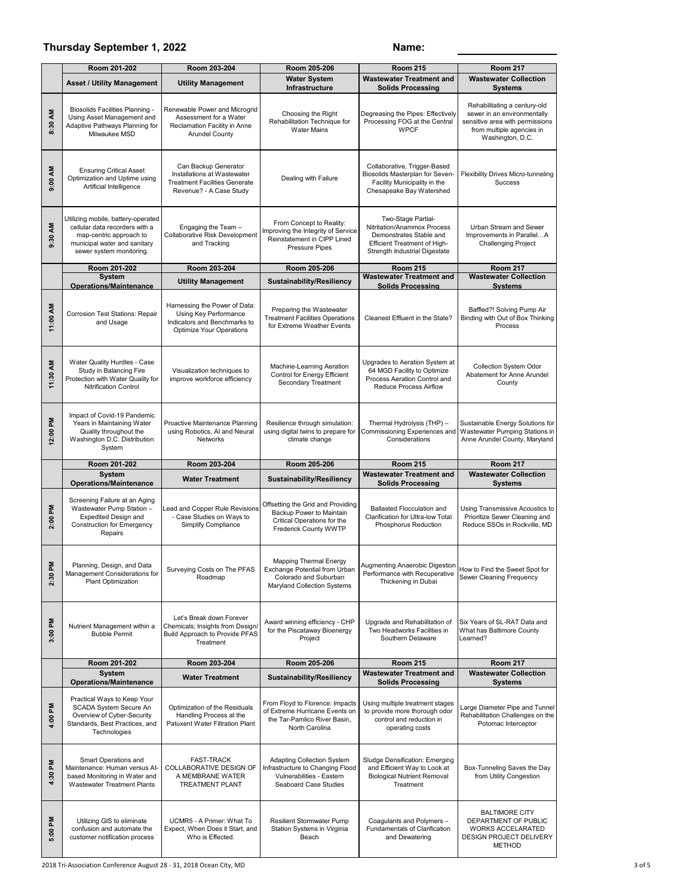**Thursday September 1, 2022** **Name:** ____________

| | Room 201-202 | Room 203-204 | Room 205-206 | Room 215 | Room 217 |
|---|---|---|---|---|---|
| | **Asset / Utility Management** | **Utility Management** | **Water System Infrastructure** | **Wastewater Treatment and Solids Processing** | **Wastewater Collection Systems** |
| **8:30 AM** | Biosolids Facilities Planning - Using Asset Management and Adaptive Pathways Planning for Milwaukee MSD | Renewable Power and Microgrid Assessment for a Water Reclamation Facility in Anne Arundel County | Choosing the Right Rehabilitation Technique for Water Mains | Degreasing the Pipes: Effectively Processing FOG at the Central WPCF | Rehabilitating a century-old sewer in an environmentally sensitive area with permissions from multiple agencies in Washington, D.C. |
| **9:00 AM** | Ensuring Critical Asset Optimization and Uptime using Artificial Intelligence | Can Backup Generator Installations at Wastewater Treatment Facilities Generate Revenue? - A Case Study | Dealing with Failure | Collaborative, Trigger-Based Biosolids Masterplan for Seven-Facility Municipality in the Chesapeake Bay Watershed | Flexibility Drives Micro-tunneling Success |
| **9:30 AM** | Utilizing mobile, battery-operated cellular data recorders with a map-centric approach to municipal water and sanitary sewer system monitoring. | Engaging the Team – Collaborative Risk Development and Tracking | From Concept to Reality: Improving the Integrity of Service Reinstatement in CIPP Lined Pressure Pipes | Two-Stage Partial-Nitritation/Anammox Process Demonstrates Stable and Efficient Treatment of High-Strength Industrial Digestate | Urban Stream and Sewer Improvements in Parallel…A Challenging Project |
| | **Room 201-202** | **Room 203-204** | **Room 205-206** | **Room 215** | **Room 217** |
| | **System Operations/Maintenance** | **Utility Management** | **Sustainability/Resiliency** | **Wastewater Treatment and Solids Processing** | **Wastewater Collection Systems** |
| **11:00 AM** | Corrosion Test Stations: Repair and Usage | Harnessing the Power of Data: Using Key Performance Indicators and Benchmarks to Optimize Your Operations | Preparing the Wastewater Treatment Facilities Operations for Extreme Weather Events | Cleanest Effluent in the State? | Baffled?! Solving Pump Air Binding with Out of Box Thinking Process |
| **11:30 AM** | Water Quality Hurdles - Case Study in Balancing Fire Protection with Water Quality for Nitrification Control | Visualization techniques to improve workforce efficiency | Machine-Learning Aeration Control for Energy Efficient Secondary Treatment | Upgrades to Aeration System at 64 MGD Facility to Optimize Process Aeration Control and Reduce Process Airflow | Collection System Odor Abatement for Anne Arundel County |
| **12:00 PM** | Impact of Covid-19 Pandemic Years in Maintaining Water Quality throughout the Washington D.C. Distribution System | Proactive Maintenance Planning using Robotics, AI and Neural Networks | Resilience through simulation: using digital twins to prepare for climate change | Thermal Hydrolysis (THP) – Commissioning Experiences and Considerations | Sustainable Energy Solutions for Wastewater Pumping Stations in Anne Arundel County, Maryland |
| | **Room 201-202** | **Room 203-204** | **Room 205-206** | **Room 215** | **Room 217** |
| | **System Operations/Maintenance** | **Water Treatment** | **Sustainability/Resiliency** | **Wastewater Treatment and Solids Processing** | **Wastewater Collection Systems** |
| **2:00 PM** | Screening Failure at an Aging Wastewater Pump Station – Expedited Design and Construction for Emergency Repairs | Lead and Copper Rule Revisions - Case Studies on Ways to Simplify Compliance | Offsetting the Grid and Providing Backup Power to Maintain Critical Operations for the Frederick County WWTP | Ballasted Flocculation and Clarification for Ultra-low Total Phosphorus Reduction | Using Transmissive Acoustics to Prioritize Sewer Cleaning and Reduce SSOs in Rockville, MD |
| **2:30 PM** | Planning, Design, and Data Management Considerations for Plant Optimization | Surveying Costs on The PFAS Roadmap | Mapping Thermal Energy Exchange Potential from Urban Colorado and Suburban Maryland Collection Systems | Augmenting Anaerobic Digestion Performance with Recuperative Thickening in Dubai | How to Find the Sweet Spot for Sewer Cleaning Frequency |
| **3:00 PM** | Nutrient Management within a Bubble Permit | Let's Break down Forever Chemicals; Insights from Design/Build Approach to Provide PFAS Treatment | Award winning efficiency - CHP for the Piscataway Bioenergy Project | Upgrade and Rehabilitation of Two Headworks Facilities in Southern Delaware | Six Years of SL-RAT Data and What has Baltimore County Learned? |
| | **Room 201-202** | **Room 203-204** | **Room 205-206** | **Room 215** | **Room 217** |
| | **System Operations/Maintenance** | **Water Treatment** | **Sustainability/Resiliency** | **Wastewater Treatment and Solids Processing** | **Wastewater Collection Systems** |
| **4:00 PM** | Practical Ways to Keep Your SCADA System Secure An Overview of Cyber-Security Standards, Best Practices, and Technologies | Optimization of the Residuals Handling Process at the Patuxent Water Filtration Plant | From Floyd to Florence: Impacts of Extreme Hurricane Events on the Tar-Pamlico River Basin, North Carolina | Using multiple treatment stages to provide more thorough odor control and reduction in operating costs | Large Diameter Pipe and Tunnel Rehabilitation Challenges on the Potomac Interceptor |
| **4:30 PM** | Smart Operations and Maintenance: Human versus AI-based Monitoring in Water and Wastewater Treatment Plants | FAST-TRACK COLLABORATIVE DESIGN OF A MEMBRANE WATER TREATMENT PLANT | Adapting Collection System Infrastructure to Changing Flood Vulnerabilities - Eastern Seaboard Case Studies | Sludge Densification: Emerging and Efficient Way to Look at Biological Nutrient Removal Treatment | Box-Tunneling Saves the Day from Utility Congestion |
| **5:00 PM** | Utilizing GIS to eliminate confusion and automate the customer notification process | UCMR5 - A Primer: What To Expect, When Does it Start, and Who is Effected. | Resilient Stormwater Pump Station Systems in Virginia Beach | Coagulants and Polymers – Fundamentals of Clarification and Dewatering | BALTIMORE CITY DEPARTMENT OF PUBLIC WORKS ACCELARATED DESIGN PROJECT DELIVERY METHOD |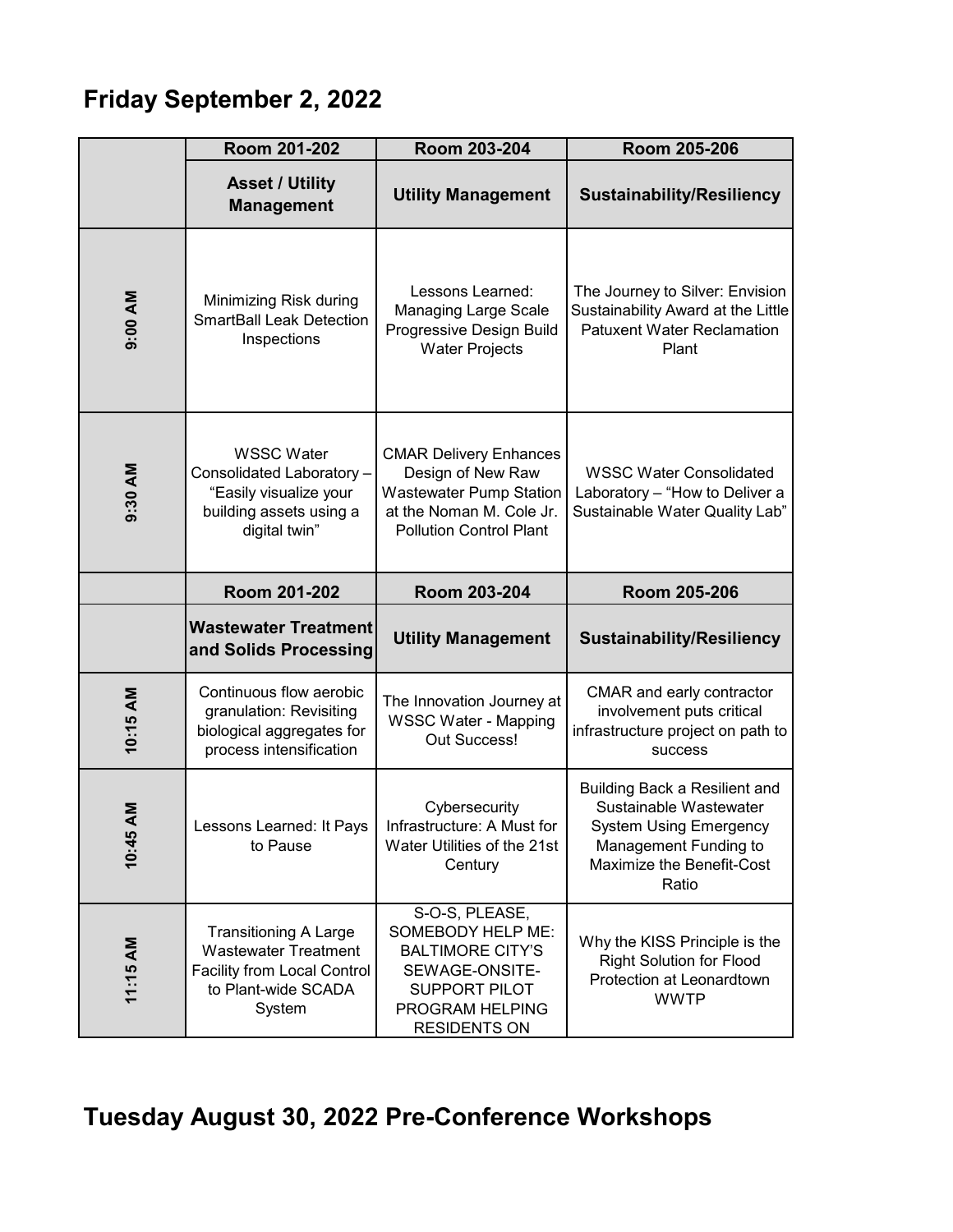## Friday September 2, 2022

| | Room 201-202 | Room 203-204 | Room 205-206 |
|---|---|---|---|
| | **Asset / Utility Management** | **Utility Management** | **Sustainability/Resiliency** |
| **9:00 AM** | Minimizing Risk during SmartBall Leak Detection Inspections | Lessons Learned: Managing Large Scale Progressive Design Build Water Projects | The Journey to Silver: Envision Sustainability Award at the Little Patuxent Water Reclamation Plant |
| **9:30 AM** | WSSC Water Consolidated Laboratory – "Easily visualize your building assets using a digital twin" | CMAR Delivery Enhances Design of New Raw Wastewater Pump Station at the Noman M. Cole Jr. Pollution Control Plant | WSSC Water Consolidated Laboratory – "How to Deliver a Sustainable Water Quality Lab" |
| | **Room 201-202** | **Room 203-204** | **Room 205-206** |
| | **Wastewater Treatment and Solids Processing** | **Utility Management** | **Sustainability/Resiliency** |
| **10:15 AM** | Continuous flow aerobic granulation: Revisiting biological aggregates for process intensification | The Innovation Journey at WSSC Water - Mapping Out Success! | CMAR and early contractor involvement puts critical infrastructure project on path to success |
| **10:45 AM** | Lessons Learned: It Pays to Pause | Cybersecurity Infrastructure: A Must for Water Utilities of the 21st Century | Building Back a Resilient and Sustainable Wastewater System Using Emergency Management Funding to Maximize the Benefit-Cost Ratio |
| **11:15 AM** | Transitioning A Large Wastewater Treatment Facility from Local Control to Plant-wide SCADA System | S-O-S, PLEASE, SOMEBODY HELP ME: BALTIMORE CITY'S SEWAGE-ONSITE-SUPPORT PILOT PROGRAM HELPING RESIDENTS ON | Why the KISS Principle is the Right Solution for Flood Protection at Leonardtown WWTP |

## Tuesday August 30, 2022 Pre-Conference Workshops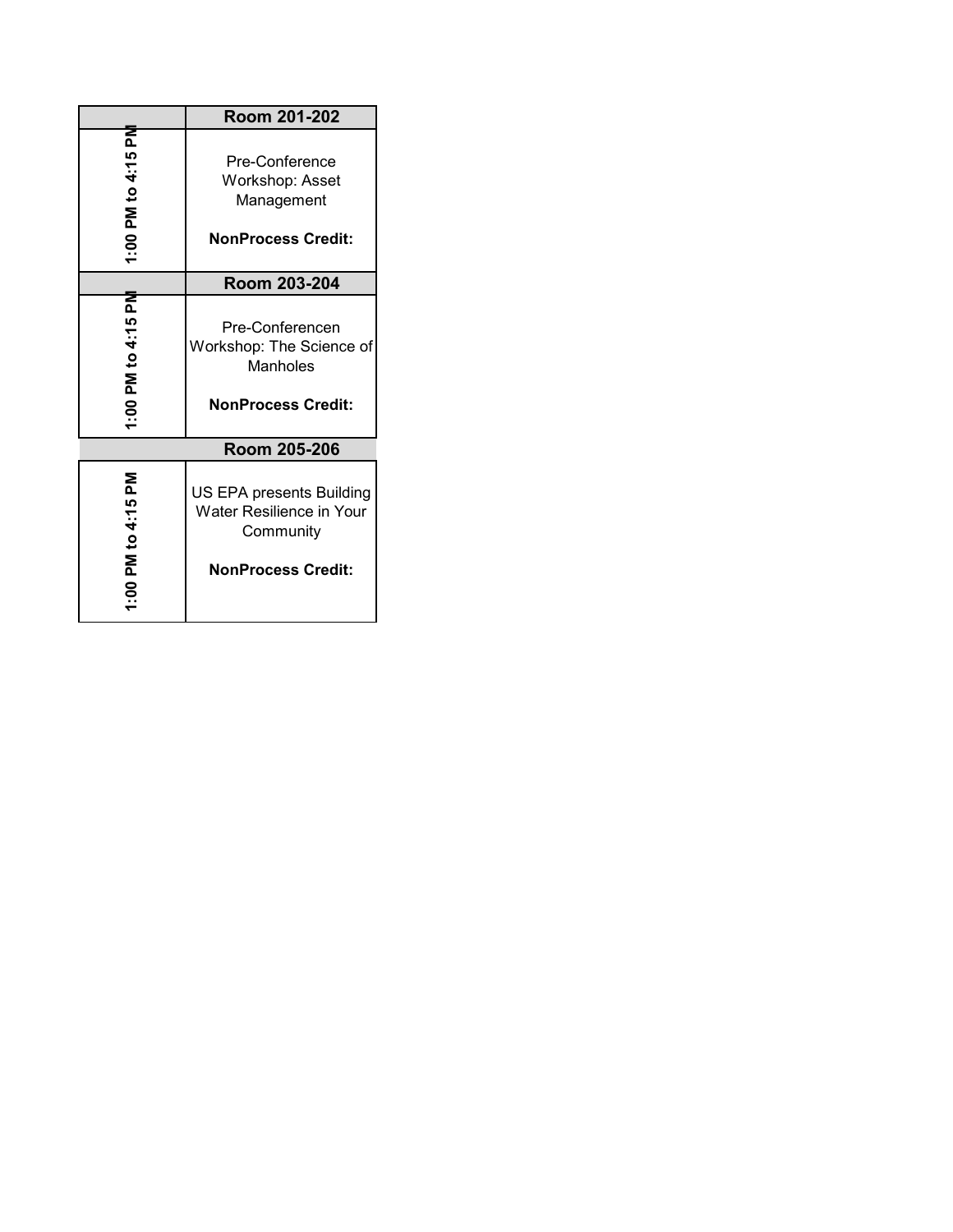| | Room 201-202 |
|---|---|
| 1:00 PM to 4:15 PM | Pre-Conference Workshop: Asset Management<br><br>**NonProcess Credit:** |
| | **Room 203-204** |
| 1:00 PM to 4:15 PM | Pre-Conferencen Workshop: The Science of Manholes<br><br>**NonProcess Credit:** |
| | **Room 205-206** |
| 1:00 PM to 4:15 PM | US EPA presents Building Water Resilience in Your Community<br><br>**NonProcess Credit:** |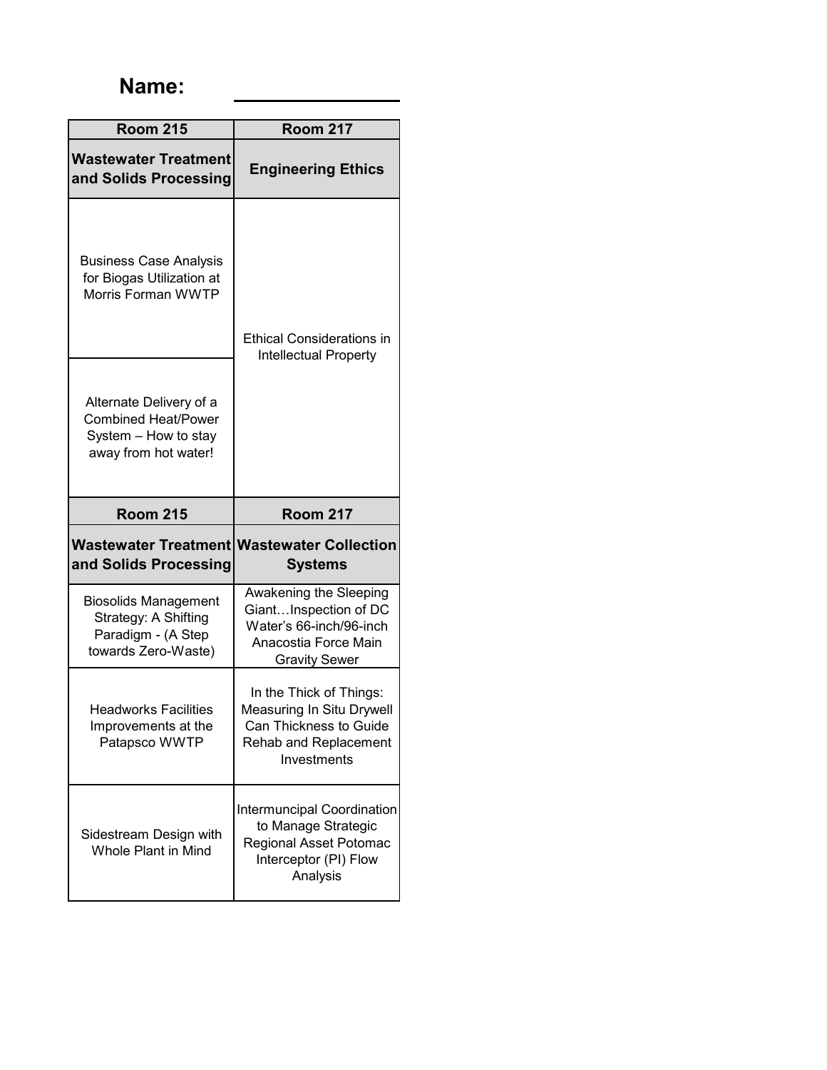**Name:** ____________

| Room 215 | Room 217 |
| --- | --- |
| **Wastewater Treatment and Solids Processing** | **Engineering Ethics** |
| Business Case Analysis for Biogas Utilization at Morris Forman WWTP | Ethical Considerations in Intellectual Property |
| Alternate Delivery of a Combined Heat/Power System – How to stay away from hot water! | |

| Room 215 | Room 217 |
| --- | --- |
| **Wastewater Treatment and Solids Processing** | **Wastewater Collection Systems** |
| Biosolids Management Strategy: A Shifting Paradigm - (A Step towards Zero-Waste) | Awakening the Sleeping Giant…Inspection of DC Water's 66-inch/96-inch Anacostia Force Main Gravity Sewer |
| Headworks Facilities Improvements at the Patapsco WWTP | In the Thick of Things: Measuring In Situ Drywell Can Thickness to Guide Rehab and Replacement Investments |
| Sidestream Design with Whole Plant in Mind | Intermuncipal Coordination to Manage Strategic Regional Asset Potomac Interceptor (PI) Flow Analysis |